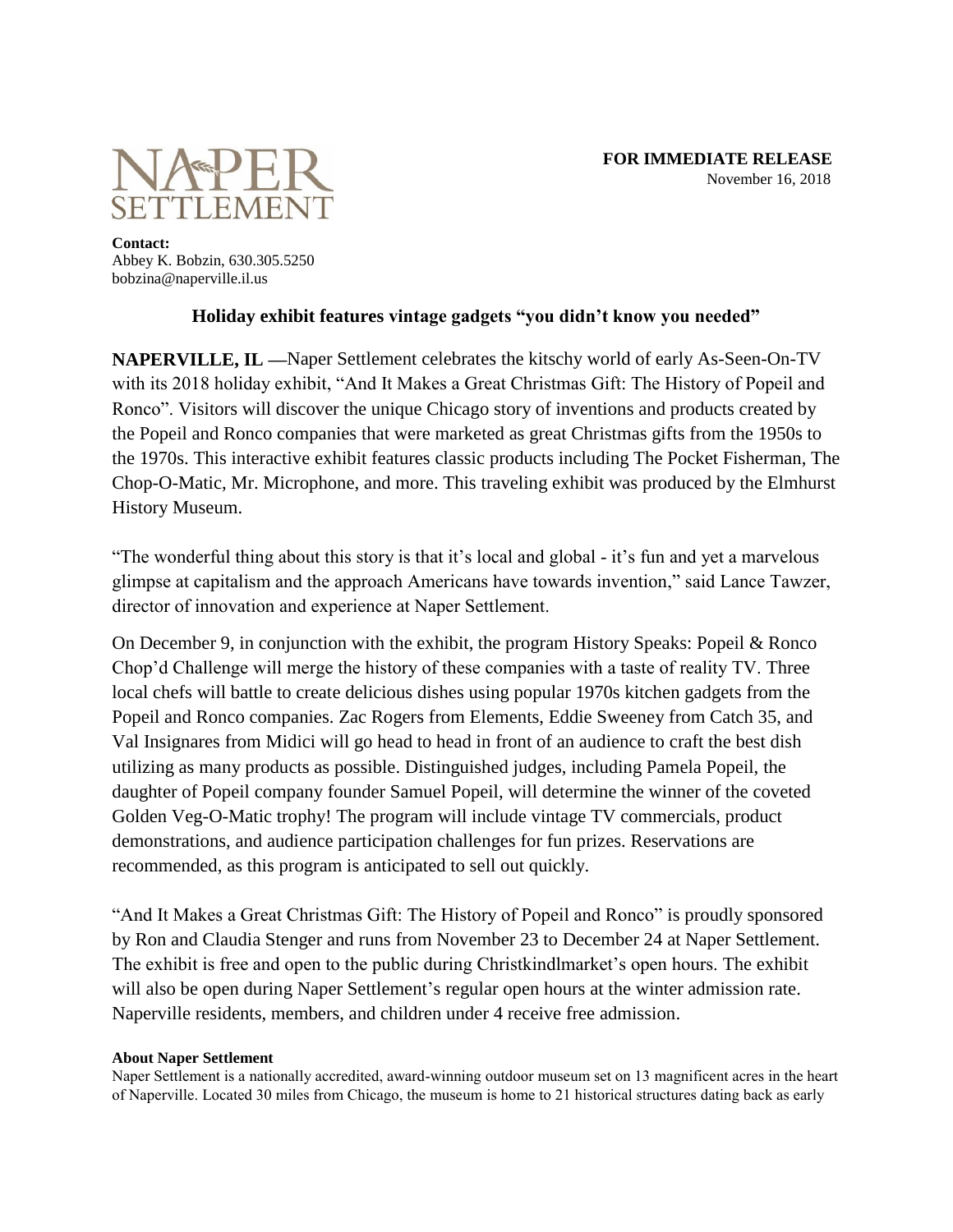NAPER SETTLEMENT

**FOR IMMEDIATE RELEASE**
November 16, 2018

**Contact:**
Abbey K. Bobzin, 630.305.5250
bobzina@naperville.il.us

## Holiday exhibit features vintage gadgets "you didn't know you needed"

**NAPERVILLE, IL —**Naper Settlement celebrates the kitschy world of early As-Seen-On-TV with its 2018 holiday exhibit, "And It Makes a Great Christmas Gift: The History of Popeil and Ronco". Visitors will discover the unique Chicago story of inventions and products created by the Popeil and Ronco companies that were marketed as great Christmas gifts from the 1950s to the 1970s. This interactive exhibit features classic products including The Pocket Fisherman, The Chop-O-Matic, Mr. Microphone, and more. This traveling exhibit was produced by the Elmhurst History Museum.

"The wonderful thing about this story is that it's local and global - it's fun and yet a marvelous glimpse at capitalism and the approach Americans have towards invention," said Lance Tawzer, director of innovation and experience at Naper Settlement.

On December 9, in conjunction with the exhibit, the program History Speaks: Popeil & Ronco Chop'd Challenge will merge the history of these companies with a taste of reality TV. Three local chefs will battle to create delicious dishes using popular 1970s kitchen gadgets from the Popeil and Ronco companies. Zac Rogers from Elements, Eddie Sweeney from Catch 35, and Val Insignares from Midici will go head to head in front of an audience to craft the best dish utilizing as many products as possible. Distinguished judges, including Pamela Popeil, the daughter of Popeil company founder Samuel Popeil, will determine the winner of the coveted Golden Veg-O-Matic trophy! The program will include vintage TV commercials, product demonstrations, and audience participation challenges for fun prizes. Reservations are recommended, as this program is anticipated to sell out quickly.

"And It Makes a Great Christmas Gift: The History of Popeil and Ronco" is proudly sponsored by Ron and Claudia Stenger and runs from November 23 to December 24 at Naper Settlement. The exhibit is free and open to the public during Christkindlmarket's open hours. The exhibit will also be open during Naper Settlement's regular open hours at the winter admission rate. Naperville residents, members, and children under 4 receive free admission.

**About Naper Settlement**

Naper Settlement is a nationally accredited, award-winning outdoor museum set on 13 magnificent acres in the heart of Naperville. Located 30 miles from Chicago, the museum is home to 21 historical structures dating back as early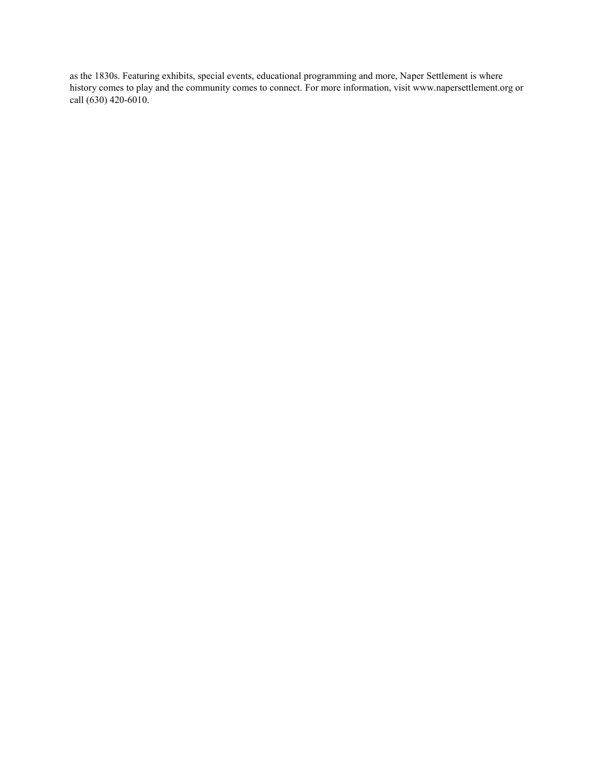as the 1830s. Featuring exhibits, special events, educational programming and more, Naper Settlement is where history comes to play and the community comes to connect. For more information, visit www.napersettlement.org or call (630) 420-6010.